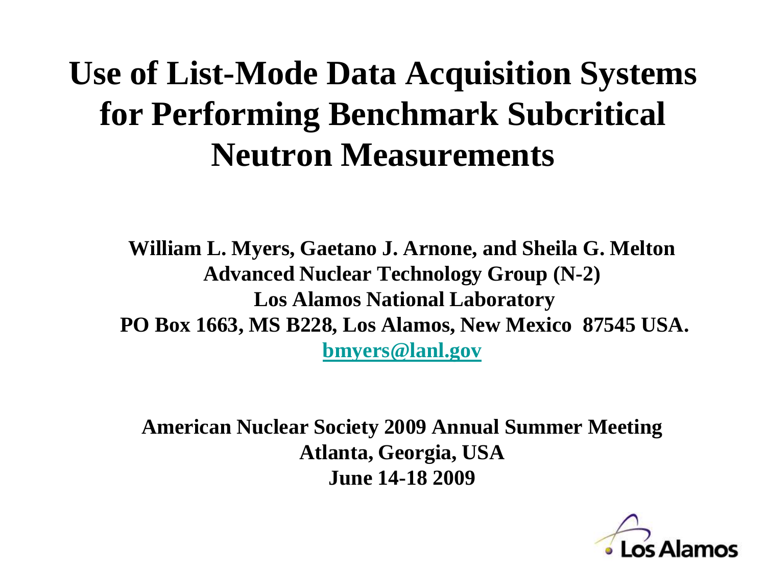# Use of List-Mode Data Acquisition Systems for Performing Benchmark Subcritical Neutron Measurements

**William L. Myers, Gaetano J. Arnone, and Sheila G. Melton**
**Advanced Nuclear Technology Group (N-2)**
**Los Alamos National Laboratory**
**PO Box 1663, MS B228, Los Alamos, New Mexico 87545 USA.**
**bmyers@lanl.gov**

**American Nuclear Society 2009 Annual Summer Meeting**
**Atlanta, Georgia, USA**
**June 14-18 2009**

Los Alamos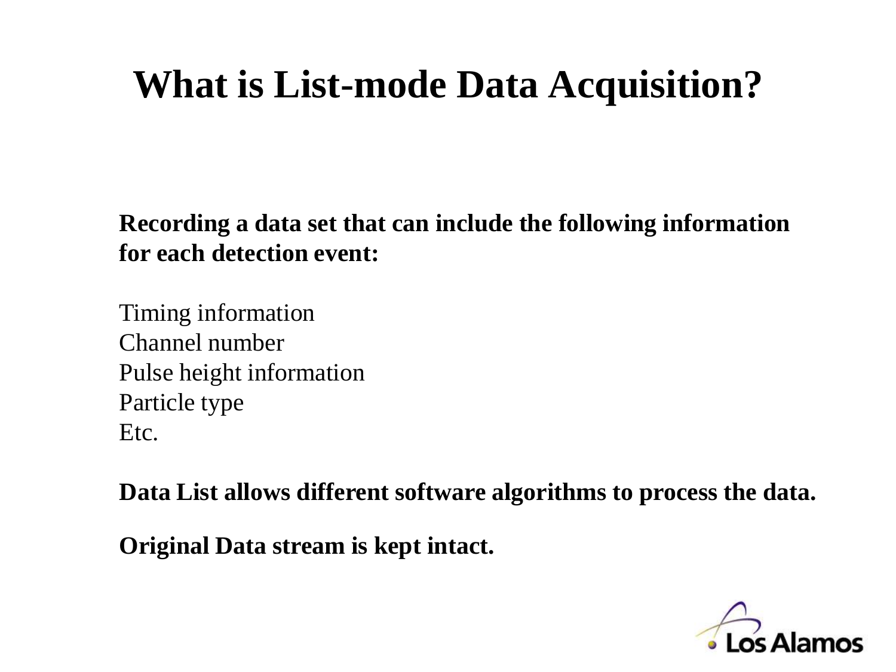# What is List-mode Data Acquisition?

**Recording a data set that can include the following information for each detection event:**

Timing information
Channel number
Pulse height information
Particle type
Etc.

**Data List allows different software algorithms to process the data.**

**Original Data stream is kept intact.**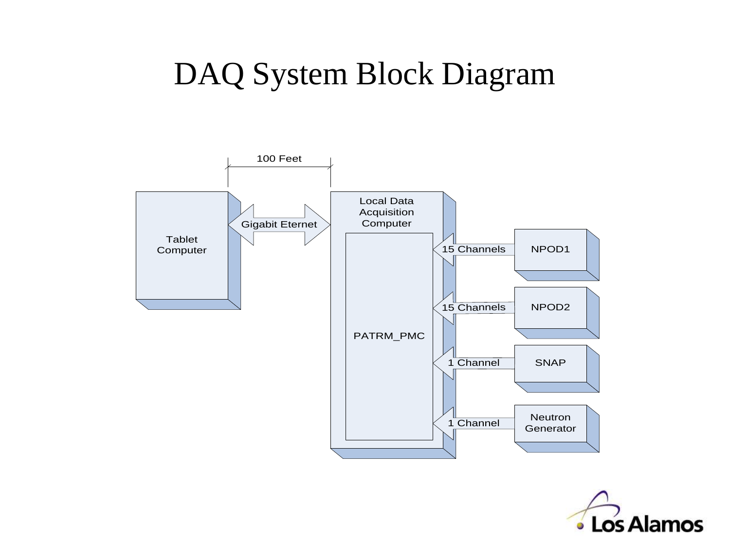# DAQ System Block Diagram

100 Feet

Tablet Computer

Gigabit Eternet

Local Data Acquisition Computer

PATRM_PMC

15 Channels — NPOD1

15 Channels — NPOD2

1 Channel — SNAP

1 Channel — Neutron Generator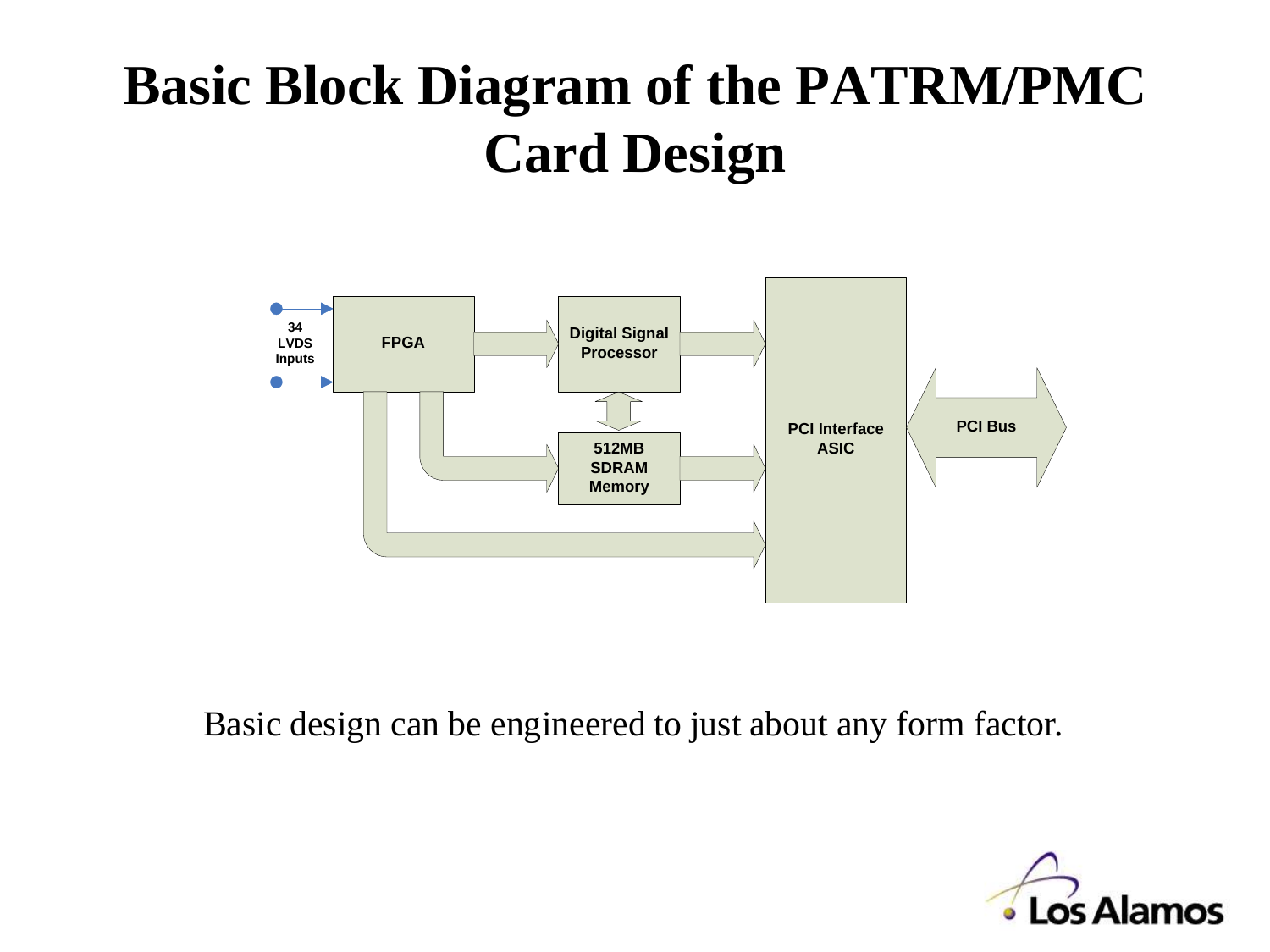# Basic Block Diagram of the PATRM/PMC Card Design

34 LVDS Inputs

FPGA

Digital Signal Processor

512MB SDRAM Memory

PCI Interface ASIC

PCI Bus

Basic design can be engineered to just about any form factor.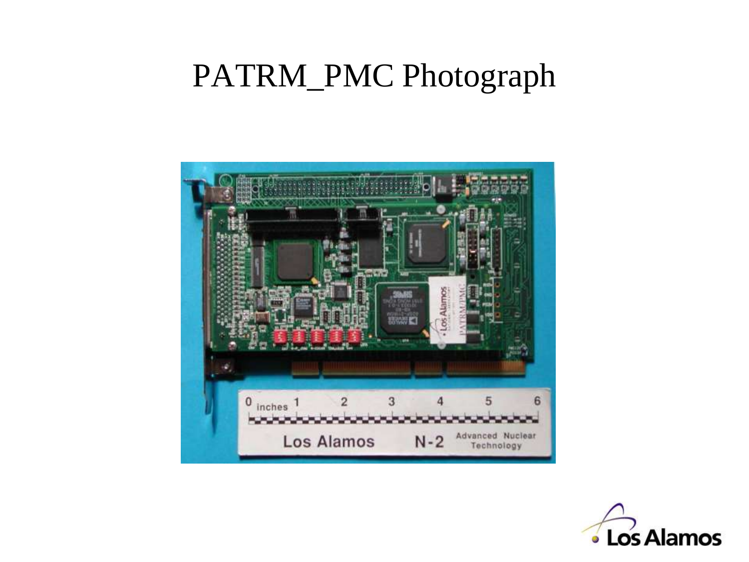# PATRM_PMC Photograph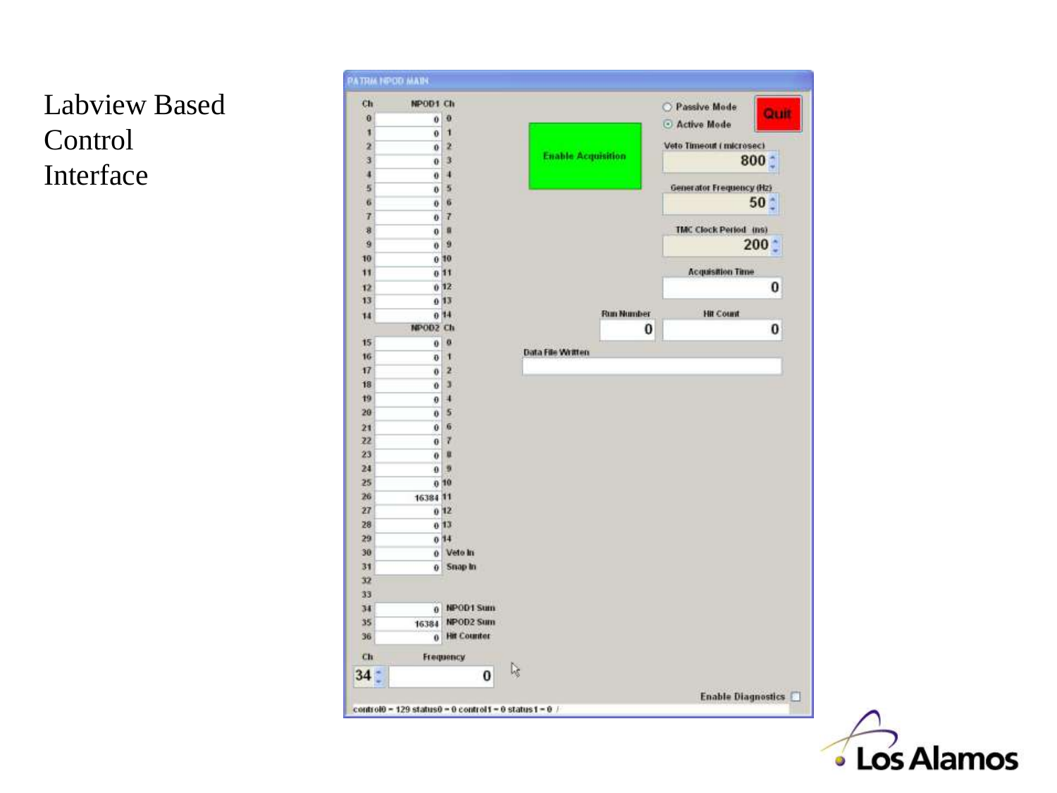# Labview Based Control Interface

PATRM NPOD MAIN

| Ch | NPOD1 | Ch |
| --- | --- | --- |
| 0 | 0 | 0 |
| 1 | 0 | 1 |
| 2 | 0 | 2 |
| 3 | 0 | 3 |
| 4 | 0 | 4 |
| 5 | 0 | 5 |
| 6 | 0 | 6 |
| 7 | 0 | 7 |
| 8 | 0 | 8 |
| 9 | 0 | 9 |
| 10 | 0 | 10 |
| 11 | 0 | 11 |
| 12 | 0 | 12 |
| 13 | 0 | 13 |
| 14 | 0 | 14 |

| Ch | NPOD2 | Ch |
| --- | --- | --- |
| 15 | 0 | 0 |
| 16 | 0 | 1 |
| 17 | 0 | 2 |
| 18 | 0 | 3 |
| 19 | 0 | 4 |
| 20 | 0 | 5 |
| 21 | 0 | 6 |
| 22 | 0 | 7 |
| 23 | 0 | 8 |
| 24 | 0 | 9 |
| 25 | 0 | 10 |
| 26 | 16384 | 11 |
| 27 | 0 | 12 |
| 28 | 0 | 13 |
| 29 | 0 | 14 |
| 30 | 0 | Veto In |
| 31 | 0 | Snap In |
| 32 | | |
| 33 | | |
| 34 | 0 | NPOD1 Sum |
| 35 | 16384 | NPOD2 Sum |
| 36 | 0 | Hit Counter |

Ch: 34 — Frequency: 0

Passive Mode / Active Mode — Quit

Enable Acquisition

Veto Timeout (microsec): 800

Generator Frequency (Hz): 50

TMC Clock Period (ns): 200

Acquisition Time: 0

Run Number: 0 — Hit Count: 0

Data File Written

Enable Diagnostics

control0 = 129 status0 = 0 control1 = 0 status1 = 0

Los Alamos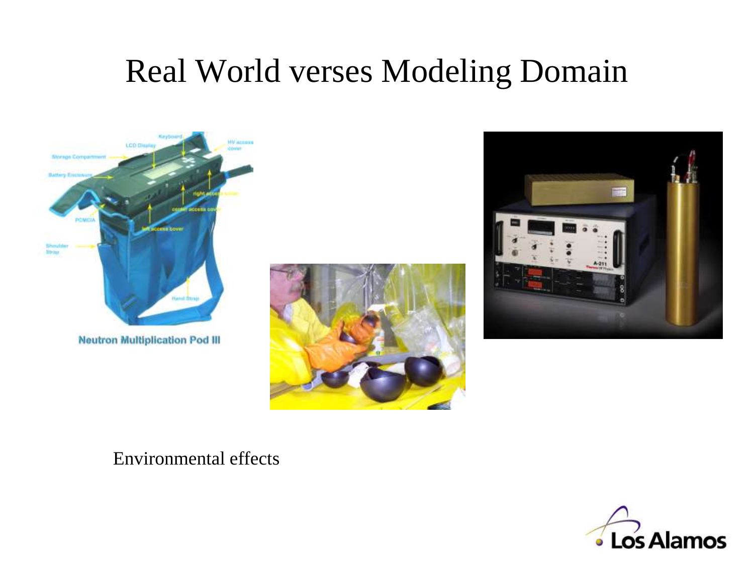# Real World verses Modeling Domain

Neutron Multiplication Pod III

Environmental effects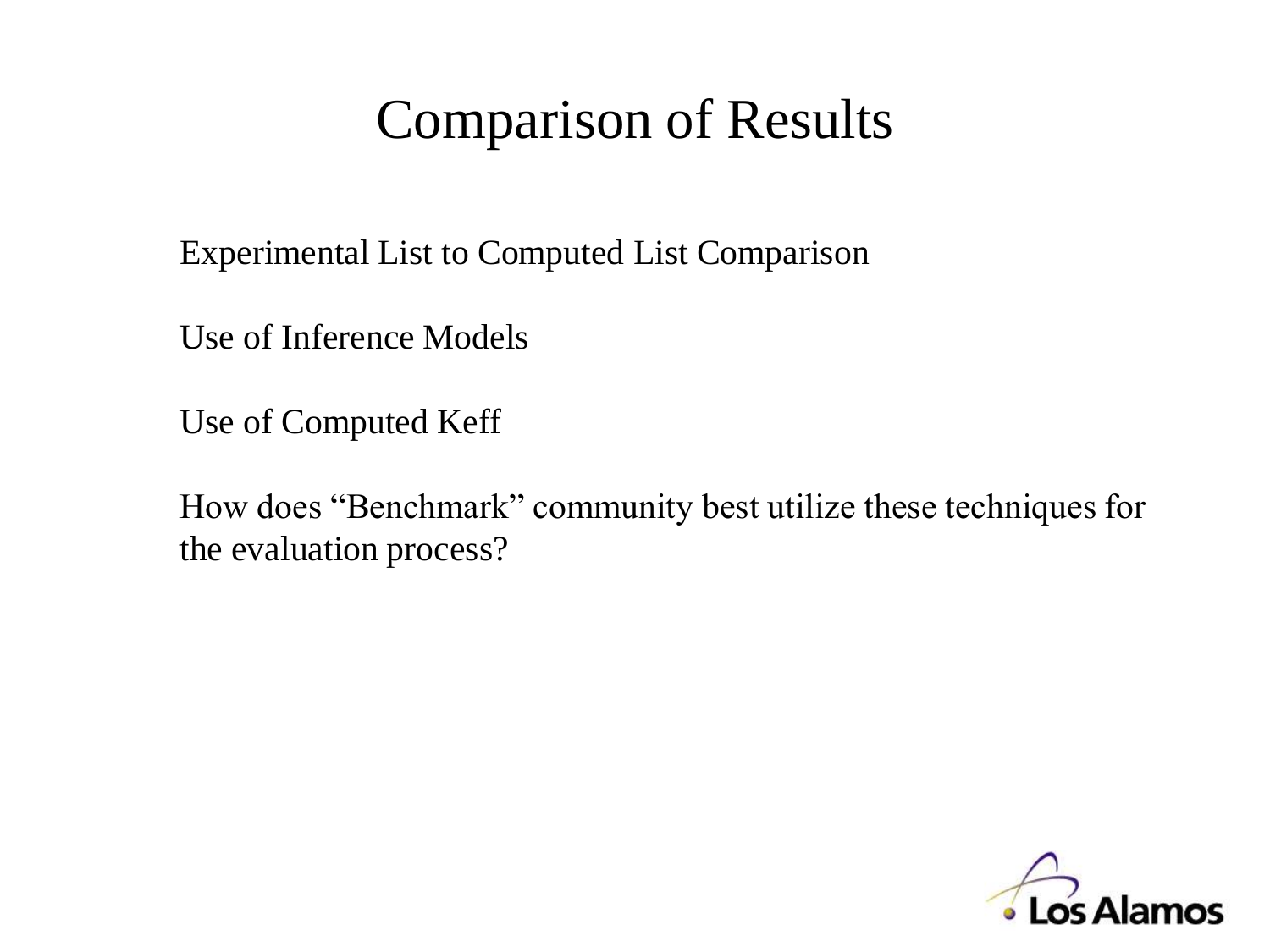# Comparison of Results

Experimental List to Computed List Comparison

Use of Inference Models

Use of Computed Keff

How does "Benchmark" community best utilize these techniques for the evaluation process?